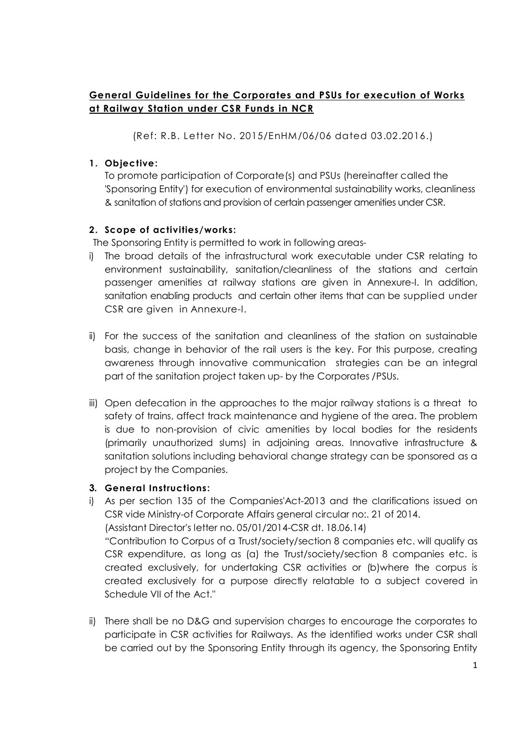**General Guidelines for the Corporates and PSUs for execution of Works at Railway Station under CSR Funds in NCR**

(Ref: R.B. Letter No. 2015/EnHM/06/06 dated 03.02.2016.)

**1. Objective:**

To promote participation of Corporate(s) and PSUs (hereinafter called the 'Sponsoring Entity') for execution of environmental sustainability works, cleanliness & sanitation of stations and provision of certain passenger amenities under CSR.

**2. Scope of activities/works:**

The Sponsoring Entity is permitted to work in following areas-

i) The broad details of the infrastructural work executable under CSR relating to environment sustainability, sanitation/cleanliness of the stations and certain passenger amenities at railway stations are given in Annexure-I. In addition, sanitation enabling products and certain other items that can be supplied under CSR are given in Annexure-I.

ii) For the success of the sanitation and cleanliness of the station on sustainable basis, change in behavior of the rail users is the key. For this purpose, creating awareness through innovative communication strategies can be an integral part of the sanitation project taken up- by the Corporates /PSUs.

iii) Open defecation in the approaches to the major railway stations is a threat to safety of trains, affect track maintenance and hygiene of the area. The problem is due to non-provision of civic amenities by local bodies for the residents (primarily unauthorized slums) in adjoining areas. Innovative infrastructure & sanitation solutions including behavioral change strategy can be sponsored as a project by the Companies.

**3. General Instructions:**

i) As per section 135 of the Companies'Act-2013 and the clarifications issued on CSR vide Ministry-of Corporate Affairs general circular no:. 21 of 2014. (Assistant Director's letter no. 05/01/2014-CSR dt. 18.06.14)
"Contribution to Corpus of a Trust/society/section 8 companies etc. will qualify as CSR expenditure, as long as (a) the Trust/society/section 8 companies etc. is created exclusively, for undertaking CSR activities or (b)where the corpus is created exclusively for a purpose directly relatable to a subject covered in Schedule VII of the Act."

ii) There shall be no D&G and supervision charges to encourage the corporates to participate in CSR activities for Railways. As the identified works under CSR shall be carried out by the Sponsoring Entity through its agency, the Sponsoring Entity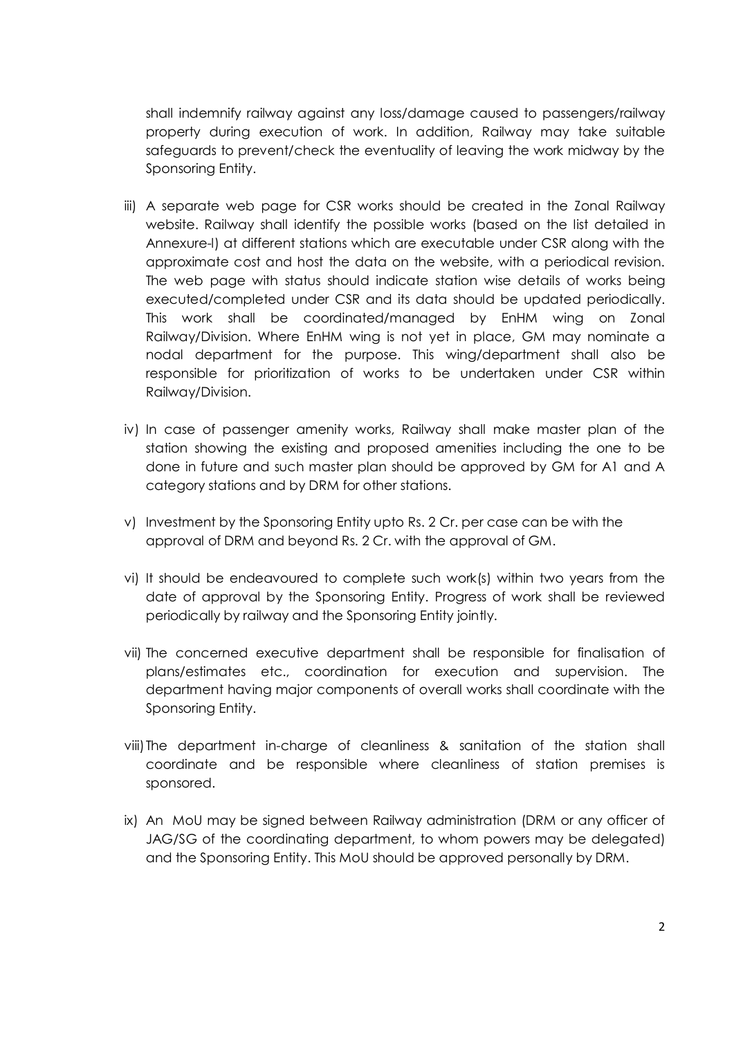shall indemnify railway against any loss/damage caused to passengers/railway property during execution of work. In addition, Railway may take suitable safeguards to prevent/check the eventuality of leaving the work midway by the Sponsoring Entity.

iii) A separate web page for CSR works should be created in the Zonal Railway website. Railway shall identify the possible works (based on the list detailed in Annexure-I) at different stations which are executable under CSR along with the approximate cost and host the data on the website, with a periodical revision. The web page with status should indicate station wise details of works being executed/completed under CSR and its data should be updated periodically. This work shall be coordinated/managed by EnHM wing on Zonal Railway/Division. Where EnHM wing is not yet in place, GM may nominate a nodal department for the purpose. This wing/department shall also be responsible for prioritization of works to be undertaken under CSR within Railway/Division.

iv) In case of passenger amenity works, Railway shall make master plan of the station showing the existing and proposed amenities including the one to be done in future and such master plan should be approved by GM for A1 and A category stations and by DRM for other stations.

v) Investment by the Sponsoring Entity upto Rs. 2 Cr. per case can be with the approval of DRM and beyond Rs. 2 Cr. with the approval of GM.

vi) It should be endeavoured to complete such work(s) within two years from the date of approval by the Sponsoring Entity. Progress of work shall be reviewed periodically by railway and the Sponsoring Entity jointly.

vii) The concerned executive department shall be responsible for finalisation of plans/estimates etc., coordination for execution and supervision. The department having major components of overall works shall coordinate with the Sponsoring Entity.

viii) The department in-charge of cleanliness & sanitation of the station shall coordinate and be responsible where cleanliness of station premises is sponsored.

ix) An MoU may be signed between Railway administration (DRM or any officer of JAG/SG of the coordinating department, to whom powers may be delegated) and the Sponsoring Entity. This MoU should be approved personally by DRM.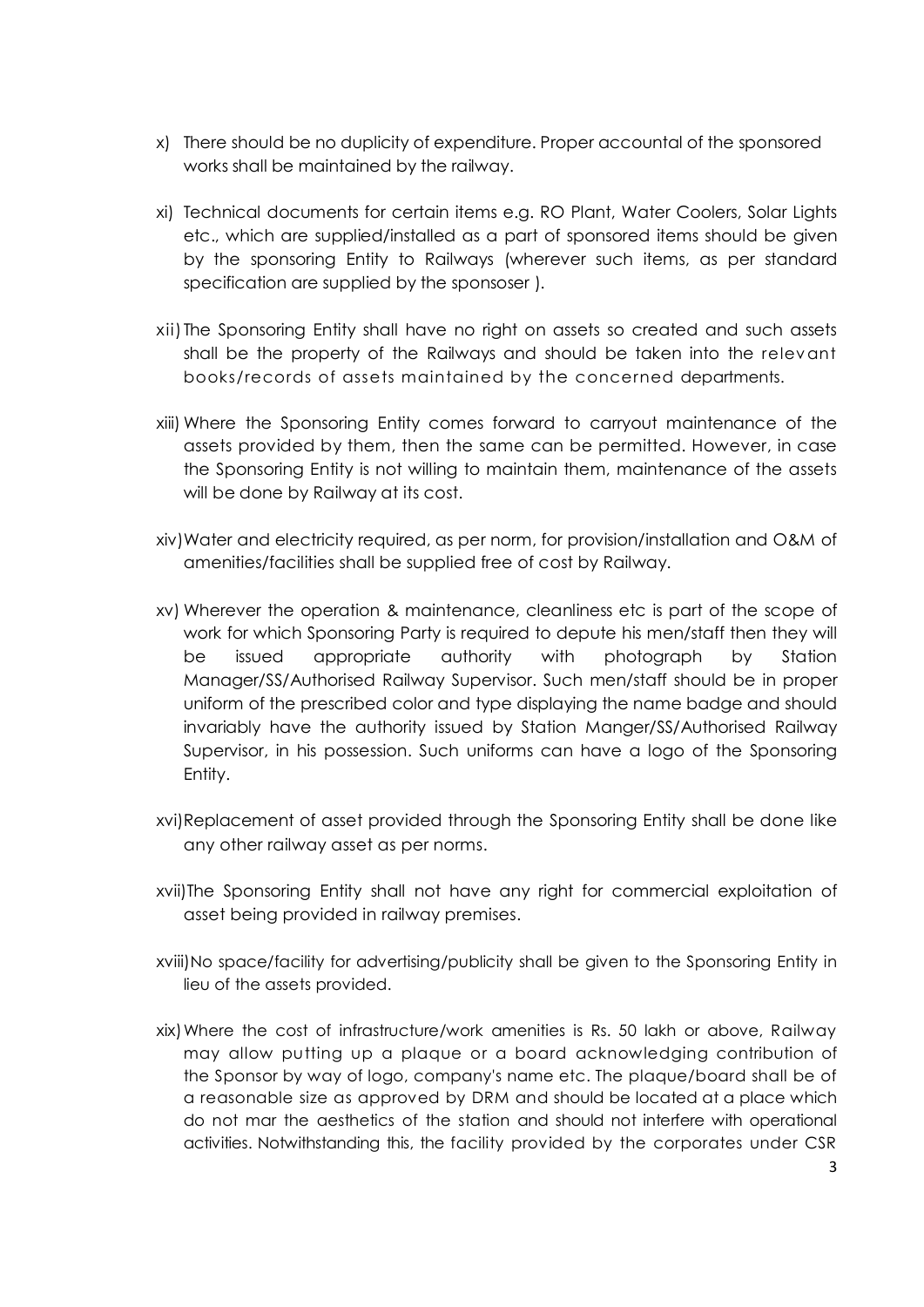x) There should be no duplicity of expenditure. Proper accountal of the sponsored works shall be maintained by the railway.

xi) Technical documents for certain items e.g. RO Plant, Water Coolers, Solar Lights etc., which are supplied/installed as a part of sponsored items should be given by the sponsoring Entity to Railways (wherever such items, as per standard specification are supplied by the sponsoser ).

xii) The Sponsoring Entity shall have no right on assets so created and such assets shall be the property of the Railways and should be taken into the relevant books/records of assets maintained by the concerned departments.

xiii) Where the Sponsoring Entity comes forward to carryout maintenance of the assets provided by them, then the same can be permitted. However, in case the Sponsoring Entity is not willing to maintain them, maintenance of the assets will be done by Railway at its cost.

xiv) Water and electricity required, as per norm, for provision/installation and O&M of amenities/facilities shall be supplied free of cost by Railway.

xv) Wherever the operation & maintenance, cleanliness etc is part of the scope of work for which Sponsoring Party is required to depute his men/staff then they will be issued appropriate authority with photograph by Station Manager/SS/Authorised Railway Supervisor. Such men/staff should be in proper uniform of the prescribed color and type displaying the name badge and should invariably have the authority issued by Station Manger/SS/Authorised Railway Supervisor, in his possession. Such uniforms can have a logo of the Sponsoring Entity.

xvi) Replacement of asset provided through the Sponsoring Entity shall be done like any other railway asset as per norms.

xvii) The Sponsoring Entity shall not have any right for commercial exploitation of asset being provided in railway premises.

xviii) No space/facility for advertising/publicity shall be given to the Sponsoring Entity in lieu of the assets provided.

xix) Where the cost of infrastructure/work amenities is Rs. 50 lakh or above, Railway may allow putting up a plaque or a board acknowledging contribution of the Sponsor by way of logo, company's name etc. The plaque/board shall be of a reasonable size as approved by DRM and should be located at a place which do not mar the aesthetics of the station and should not interfere with operational activities. Notwithstanding this, the facility provided by the corporates under CSR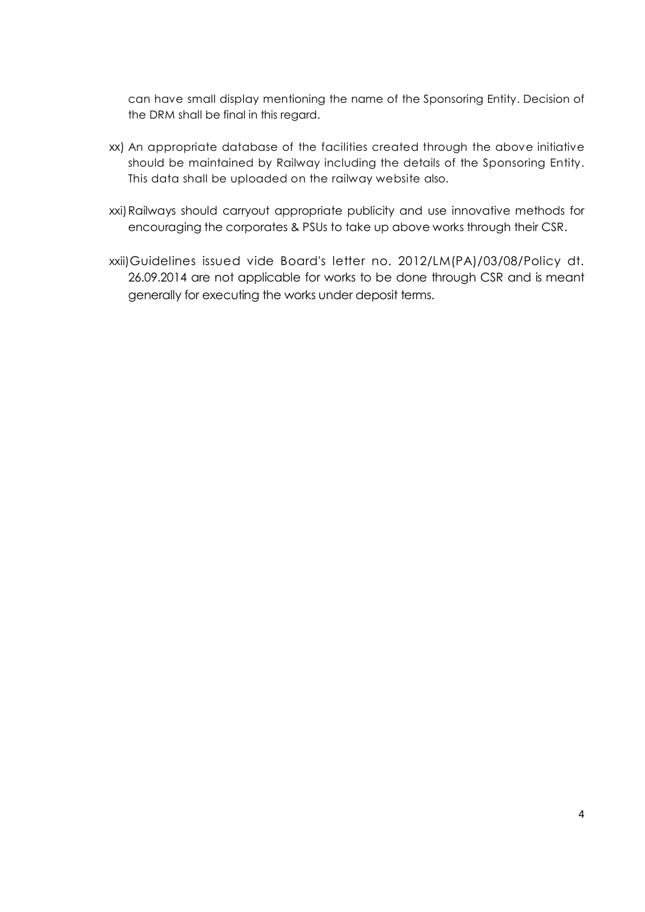can have small display mentioning the name of the Sponsoring Entity. Decision of the DRM shall be final in this regard.

xx) An appropriate database of the facilities created through the above initiative should be maintained by Railway including the details of the Sponsoring Entity. This data shall be uploaded on the railway website also.

xxi) Railways should carryout appropriate publicity and use innovative methods for encouraging the corporates & PSUs to take up above works through their CSR.

xxii) Guidelines issued vide Board's letter no. 2012/LM(PA)/03/08/Policy dt. 26.09.2014 are not applicable for works to be done through CSR and is meant generally for executing the works under deposit terms.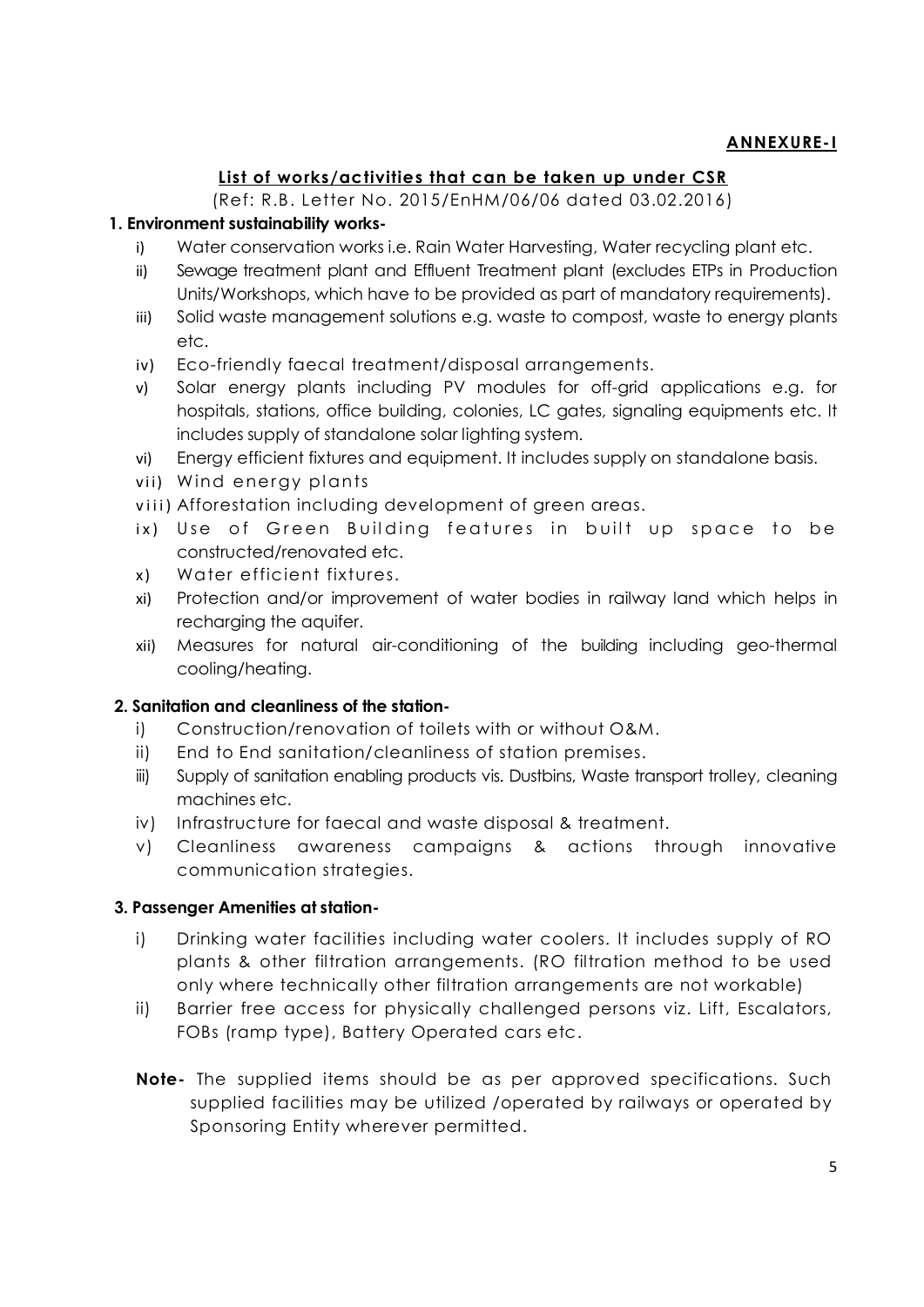**ANNEXURE-I**

## List of works/activities that can be taken up under CSR

(Ref: R.B. Letter No. 2015/EnHM/06/06 dated 03.02.2016)

**1. Environment sustainability works-**

- i) Water conservation works i.e. Rain Water Harvesting, Water recycling plant etc.
- ii) Sewage treatment plant and Effluent Treatment plant (excludes ETPs in Production Units/Workshops, which have to be provided as part of mandatory requirements).
- iii) Solid waste management solutions e.g. waste to compost, waste to energy plants etc.
- iv) Eco-friendly faecal treatment/disposal arrangements.
- v) Solar energy plants including PV modules for off-grid applications e.g. for hospitals, stations, office building, colonies, LC gates, signaling equipments etc. It includes supply of standalone solar lighting system.
- vi) Energy efficient fixtures and equipment. It includes supply on standalone basis.
- vii) Wind energy plants
- viii) Afforestation including development of green areas.
- ix) Use of Green Building features in built up space to be constructed/renovated etc.
- x) Water efficient fixtures.
- xi) Protection and/or improvement of water bodies in railway land which helps in recharging the aquifer.
- xii) Measures for natural air-conditioning of the building including geo-thermal cooling/heating.

**2. Sanitation and cleanliness of the station-**

- i) Construction/renovation of toilets with or without O&M.
- ii) End to End sanitation/cleanliness of station premises.
- iii) Supply of sanitation enabling products vis. Dustbins, Waste transport trolley, cleaning machines etc.
- iv) Infrastructure for faecal and waste disposal & treatment.
- v) Cleanliness awareness campaigns & actions through innovative communication strategies.

**3. Passenger Amenities at station-**

- i) Drinking water facilities including water coolers. It includes supply of RO plants & other filtration arrangements. (RO filtration method to be used only where technically other filtration arrangements are not workable)
- ii) Barrier free access for physically challenged persons viz. Lift, Escalators, FOBs (ramp type), Battery Operated cars etc.

**Note-** The supplied items should be as per approved specifications. Such supplied facilities may be utilized /operated by railways or operated by Sponsoring Entity wherever permitted.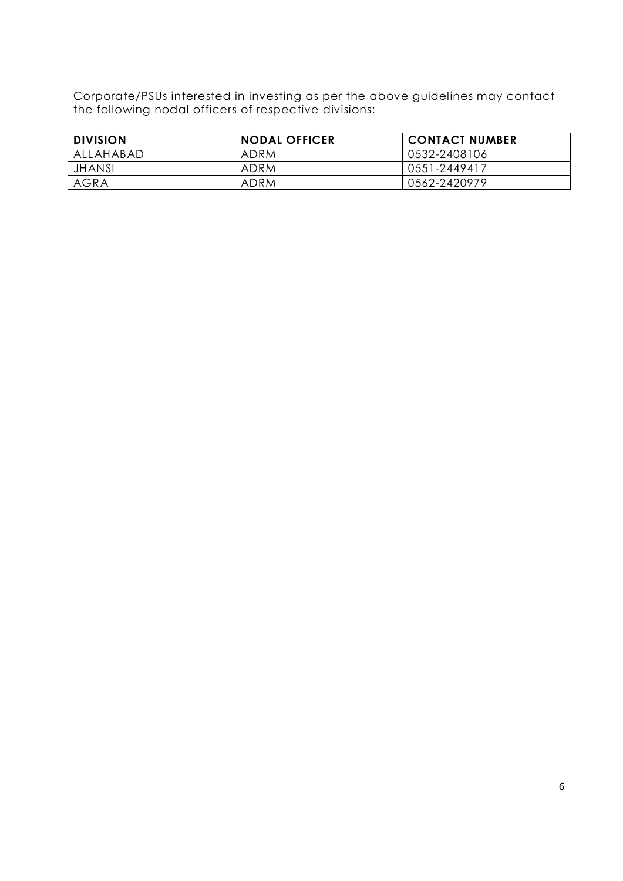Corporate/PSUs interested in investing as per the above guidelines may contact the following nodal officers of respective divisions:

| DIVISION | NODAL OFFICER | CONTACT NUMBER |
|---|---|---|
| ALLAHABAD | ADRM | 0532-2408106 |
| JHANSI | ADRM | 0551-2449417 |
| AGRA | ADRM | 0562-2420979 |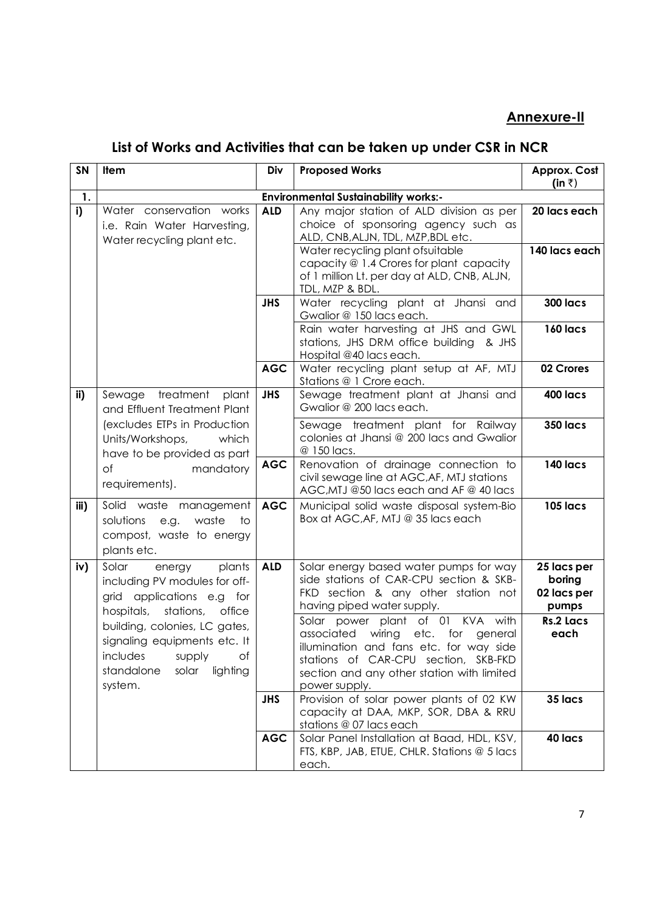## Annexure-II

# List of Works and Activities that can be taken up under CSR in NCR

| SN | Item | Div | Proposed Works | Approx. Cost (in ₹) |
|---|---|---|---|---|
| 1. | **Environmental Sustainability works:-** | | | |
| i) | Water conservation works i.e. Rain Water Harvesting, Water recycling plant etc. | ALD | Any major station of ALD division as per choice of sponsoring agency such as ALD, CNB,ALJN, TDL, MZP,BDL etc. | 20 lacs each |
| | | | Water recycling plant ofsuitable capacity @ 1.4 Crores for plant capacity of 1 million Lt. per day at ALD, CNB, ALJN, TDL, MZP & BDL. | 140 lacs each |
| | | JHS | Water recycling plant at Jhansi and Gwalior @ 150 lacs each. | 300 lacs |
| | | | Rain water harvesting at JHS and GWL stations, JHS DRM office building & JHS Hospital @40 lacs each. | 160 lacs |
| | | AGC | Water recycling plant setup at AF, MTJ Stations @ 1 Crore each. | 02 Crores |
| ii) | Sewage treatment plant and Effluent Treatment Plant (excludes ETPs in Production Units/Workshops, which have to be provided as part of mandatory requirements). | JHS | Sewage treatment plant at Jhansi and Gwalior @ 200 lacs each. | 400 lacs |
| | | | Sewage treatment plant for Railway colonies at Jhansi @ 200 lacs and Gwalior @ 150 lacs. | 350 lacs |
| | | AGC | Renovation of drainage connection to civil sewage line at AGC,AF, MTJ stations AGC,MTJ @50 lacs each and AF @ 40 lacs | 140 lacs |
| iii) | Solid waste management solutions e.g. waste to compost, waste to energy plants etc. | AGC | Municipal solid waste disposal system-Bio Box at AGC,AF, MTJ @ 35 lacs each | 105 lacs |
| iv) | Solar energy plants including PV modules for off-grid applications e.g for hospitals, stations, office building, colonies, LC gates, signaling equipments etc. It includes supply of standalone solar lighting system. | ALD | Solar energy based water pumps for way side stations of CAR-CPU section & SKB-FKD section & any other station not having piped water supply. | 25 lacs per boring 02 lacs per pumps |
| | | | Solar power plant of 01 KVA with associated wiring etc. for general illumination and fans etc. for way side stations of CAR-CPU section, SKB-FKD section and any other station with limited power supply. | Rs.2 Lacs each |
| | | JHS | Provision of solar power plants of 02 KW capacity at DAA, MKP, SOR, DBA & RRU stations @ 07 lacs each | 35 lacs |
| | | AGC | Solar Panel Installation at Baad, HDL, KSV, FTS, KBP, JAB, ETUE, CHLR. Stations @ 5 lacs each. | 40 lacs |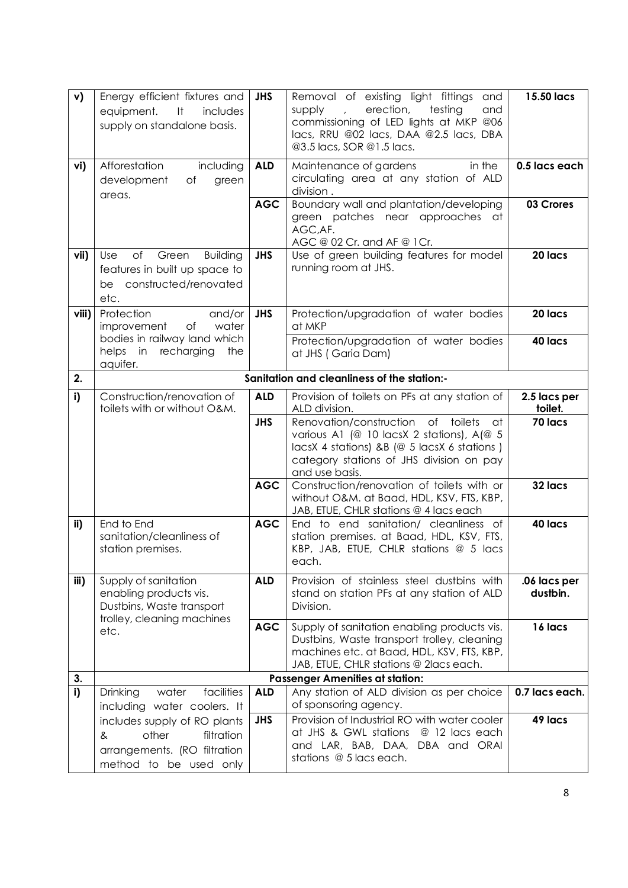| v) | Energy efficient fixtures and equipment. It includes supply on standalone basis. | **JHS** | Removal of existing light fittings and supply , erection, testing and commissioning of LED lights at MKP @06 lacs, RRU @02 lacs, DAA @2.5 lacs, DBA @3.5 lacs, SOR @1.5 lacs. | **15.50 lacs** |
|---|---|---|---|---|
| vi) | Afforestation including development of green areas. | **ALD** | Maintenance of gardens in the circulating area at any station of ALD division . | **0.5 lacs each** |
| | | **AGC** | Boundary wall and plantation/developing green patches near approaches at AGC,AF. AGC @ 02 Cr. and AF @ 1Cr. | **03 Crores** |
| vii) | Use of Green Building features in built up space to be constructed/renovated etc. | **JHS** | Use of green building features for model running room at JHS. | **20 lacs** |
| viii) | Protection and/or improvement of water bodies in railway land which helps in recharging the aquifer. | **JHS** | Protection/upgradation of water bodies at MKP | **20 lacs** |
| | | | Protection/upgradation of water bodies at JHS ( Garia Dam) | **40 lacs** |
| **2.** | **Sanitation and cleanliness of the station:-** | | | |
| **i)** | Construction/renovation of toilets with or without O&M. | **ALD** | Provision of toilets on PFs at any station of ALD division. | **2.5 lacs per toilet.** |
| | | **JHS** | Renovation/construction of toilets at various A1 (@ 10 lacsX 2 stations), A(@ 5 lacsX 4 stations) &B (@ 5 lacsX 6 stations ) category stations of JHS division on pay and use basis. | **70 lacs** |
| | | **AGC** | Construction/renovation of toilets with or without O&M. at Baad, HDL, KSV, FTS, KBP, JAB, ETUE, CHLR stations @ 4 lacs each | **32 lacs** |
| **ii)** | End to End sanitation/cleanliness of station premises. | **AGC** | End to end sanitation/ cleanliness of station premises. at Baad, HDL, KSV, FTS, KBP, JAB, ETUE, CHLR stations @ 5 lacs each. | **40 lacs** |
| **iii)** | Supply of sanitation enabling products vis. Dustbins, Waste transport trolley, cleaning machines etc. | **ALD** | Provision of stainless steel dustbins with stand on station PFs at any station of ALD Division. | **.06 lacs per dustbin.** |
| | | **AGC** | Supply of sanitation enabling products vis. Dustbins, Waste transport trolley, cleaning machines etc. at Baad, HDL, KSV, FTS, KBP, JAB, ETUE, CHLR stations @ 2lacs each. | **16 lacs** |
| **3.** | **Passenger Amenities at station:** | | | |
| **i)** | Drinking water facilities including water coolers. It includes supply of RO plants & other filtration arrangements. (RO filtration method to be used only | **ALD** | Any station of ALD division as per choice of sponsoring agency. | **0.7 lacs each.** |
| | | **JHS** | Provision of Industrial RO with water cooler at JHS & GWL stations @ 12 lacs each and LAR, BAB, DAA, DBA and ORAI stations @ 5 lacs each. | **49 lacs** |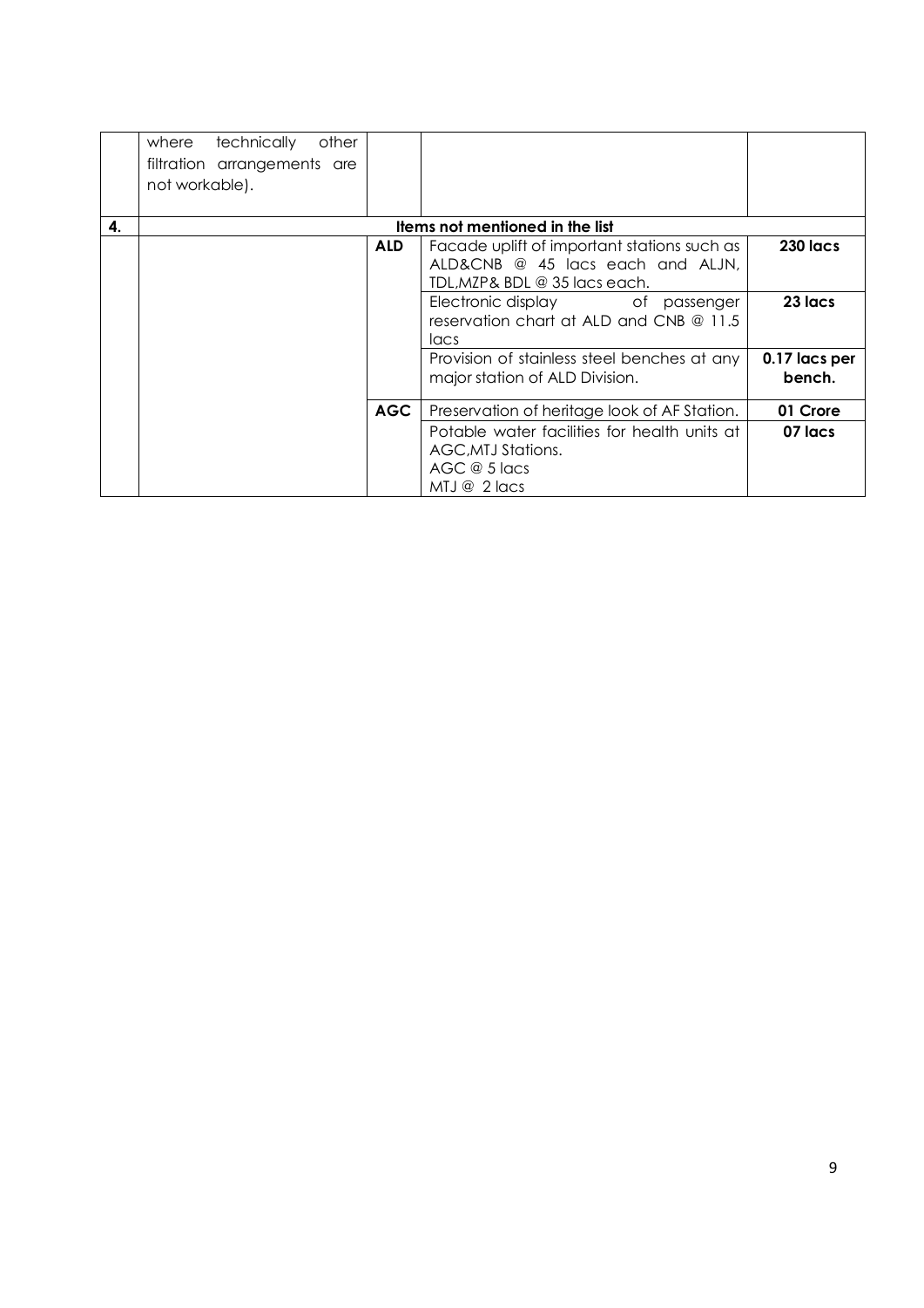| | | | | |
|---|---|---|---|---|
| | where technically other filtration arrangements are not workable). | | | |
| **4.** | **Items not mentioned in the list** | | | |
| | | **ALD** | Facade uplift of important stations such as ALD&CNB @ 45 lacs each and ALJN, TDL,MZP& BDL @ 35 lacs each. | **230 lacs** |
| | | | Electronic display of passenger reservation chart at ALD and CNB @ 11.5 lacs | **23 lacs** |
| | | | Provision of stainless steel benches at any major station of ALD Division. | **0.17 lacs per bench.** |
| | | **AGC** | Preservation of heritage look of AF Station. | **01 Crore** |
| | | | Potable water facilities for health units at AGC,MTJ Stations.<br>AGC @ 5 lacs<br>MTJ @ 2 lacs | **07 lacs** |